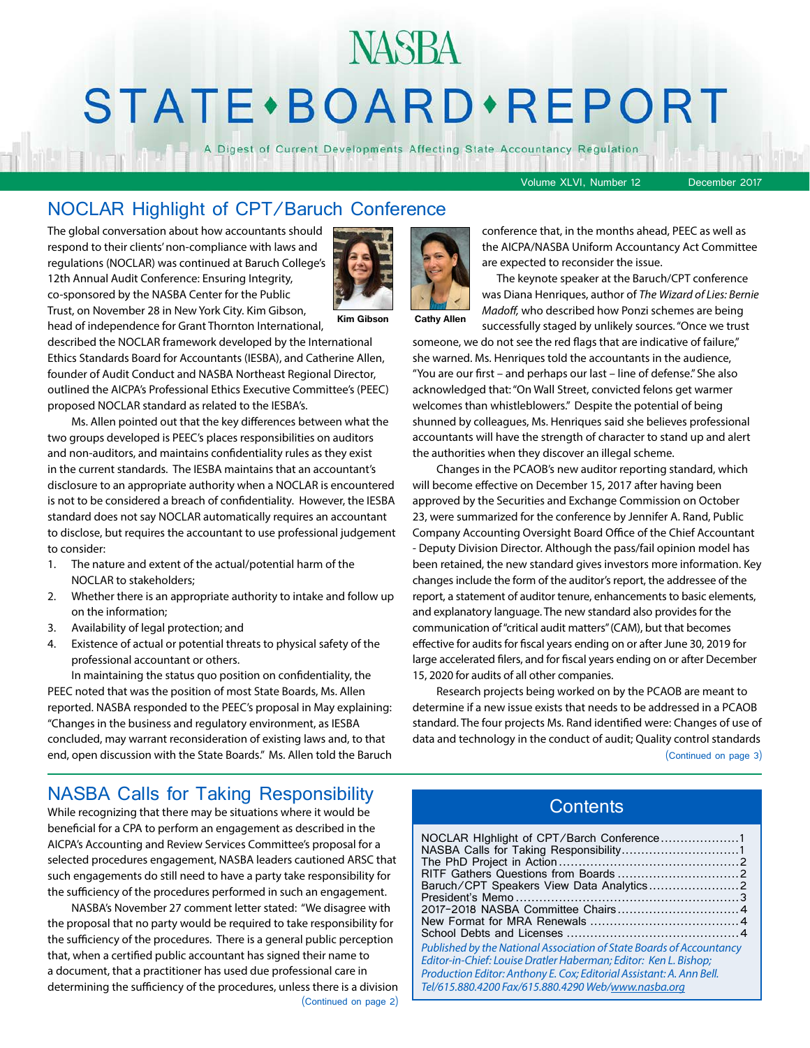# NASBA STATE•BOARD•REPORT

A Digest of Current Developments Affecting State Accountancy Regulation

Volume XLVI, Number 12 December 2017

## NOCLAR Highlight of CPT/Baruch Conference

The global conversation about how accountants should respond to their clients' non-compliance with laws and regulations (NOCLAR) was continued at Baruch College's 12th Annual Audit Conference: Ensuring Integrity, co-sponsored by the NASBA Center for the Public Trust, on November 28 in New York City. Kim Gibson, head of independence for Grant Thornton International, described the NOCLAR framework developed by the International Ethics Standards Board for Accountants (IESBA), and Catherine Allen, founder of Audit Conduct and NASBA Northeast Regional Director, outlined the AICPA's Professional Ethics Executive Committee's (PEEC) proposed NOCLAR standard as related to the IESBA's.

Kim Gibson

Cathy Allen

Ms. Allen pointed out that the key differences between what the two groups developed is PEEC's places responsibilities on auditors and non-auditors, and maintains confidentiality rules as they exist in the current standards. The IESBA maintains that an accountant's disclosure to an appropriate authority when a NOCLAR is encountered is not to be considered a breach of confidentiality. However, the IESBA standard does not say NOCLAR automatically requires an accountant to disclose, but requires the accountant to use professional judgement to consider:

1. The nature and extent of the actual/potential harm of the NOCLAR to stakeholders;
2. Whether there is an appropriate authority to intake and follow up on the information;
3. Availability of legal protection; and
4. Existence of actual or potential threats to physical safety of the professional accountant or others.

In maintaining the status quo position on confidentiality, the PEEC noted that was the position of most State Boards, Ms. Allen reported. NASBA responded to the PEEC's proposal in May explaining: "Changes in the business and regulatory environment, as IESBA concluded, may warrant reconsideration of existing laws and, to that end, open discussion with the State Boards." Ms. Allen told the Baruch conference that, in the months ahead, PEEC as well as the AICPA/NASBA Uniform Accountancy Act Committee are expected to reconsider the issue.

The keynote speaker at the Baruch/CPT conference was Diana Henriques, author of *The Wizard of Lies: Bernie Madoff,* who described how Ponzi schemes are being successfully staged by unlikely sources. "Once we trust someone, we do not see the red flags that are indicative of failure," she warned. Ms. Henriques told the accountants in the audience, "You are our first – and perhaps our last – line of defense." She also acknowledged that: "On Wall Street, convicted felons get warmer welcomes than whistleblowers." Despite the potential of being shunned by colleagues, Ms. Henriques said she believes professional accountants will have the strength of character to stand up and alert the authorities when they discover an illegal scheme.

Changes in the PCAOB's new auditor reporting standard, which will become effective on December 15, 2017 after having been approved by the Securities and Exchange Commission on October 23, were summarized for the conference by Jennifer A. Rand, Public Company Accounting Oversight Board Office of the Chief Accountant - Deputy Division Director. Although the pass/fail opinion model has been retained, the new standard gives investors more information. Key changes include the form of the auditor's report, the addressee of the report, a statement of auditor tenure, enhancements to basic elements, and explanatory language. The new standard also provides for the communication of "critical audit matters" (CAM), but that becomes effective for audits for fiscal years ending on or after June 30, 2019 for large accelerated filers, and for fiscal years ending on or after December 15, 2020 for audits of all other companies.

Research projects being worked on by the PCAOB are meant to determine if a new issue exists that needs to be addressed in a PCAOB standard. The four projects Ms. Rand identified were: Changes of use of data and technology in the conduct of audit; Quality control standards

(Continued on page 3)

## NASBA Calls for Taking Responsibility

While recognizing that there may be situations where it would be beneficial for a CPA to perform an engagement as described in the AICPA's Accounting and Review Services Committee's proposal for a selected procedures engagement, NASBA leaders cautioned ARSC that such engagements do still need to have a party take responsibility for the sufficiency of the procedures performed in such an engagement.

NASBA's November 27 comment letter stated: "We disagree with the proposal that no party would be required to take responsibility for the sufficiency of the procedures. There is a general public perception that, when a certified public accountant has signed their name to a document, that a practitioner has used due professional care in determining the sufficiency of the procedures, unless there is a division

(Continued on page 2)

## Contents

| | |
|---|---|
| NOCLAR HIghlight of CPT/Barch Conference | 1 |
| NASBA Calls for Taking Responsibility | 1 |
| The PhD Project in Action | 2 |
| RITF Gathers Questions from Boards | 2 |
| Baruch/CPT Speakers View Data Analytics | 2 |
| President's Memo | 3 |
| 2017-2018 NASBA Committee Chairs | 4 |
| New Format for MRA Renewals | 4 |
| School Debts and Licenses | 4 |

*Published by the National Association of State Boards of Accountancy Editor-in-Chief: Louise Dratler Haberman; Editor: Ken L. Bishop; Production Editor: Anthony E. Cox; Editorial Assistant: A. Ann Bell. Tel/615.880.4200 Fax/615.880.4290 Web/www.nasba.org*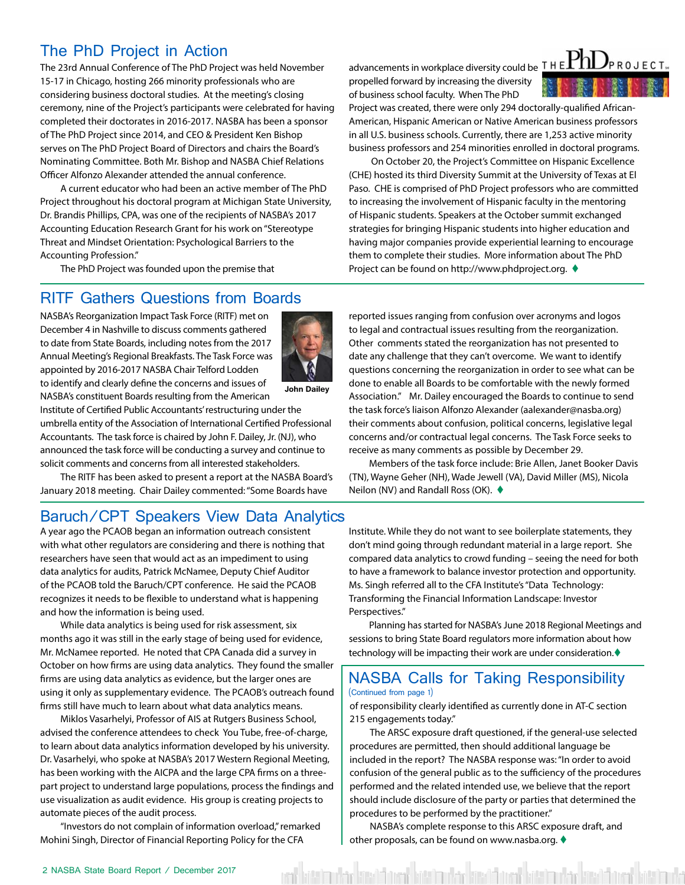## The PhD Project in Action

The 23rd Annual Conference of The PhD Project was held November 15-17 in Chicago, hosting 266 minority professionals who are considering business doctoral studies. At the meeting's closing ceremony, nine of the Project's participants were celebrated for having completed their doctorates in 2016-2017. NASBA has been a sponsor of The PhD Project since 2014, and CEO & President Ken Bishop serves on The PhD Project Board of Directors and chairs the Board's Nominating Committee. Both Mr. Bishop and NASBA Chief Relations Officer Alfonzo Alexander attended the annual conference.

A current educator who had been an active member of The PhD Project throughout his doctoral program at Michigan State University, Dr. Brandis Phillips, CPA, was one of the recipients of NASBA's 2017 Accounting Education Research Grant for his work on "Stereotype Threat and Mindset Orientation: Psychological Barriers to the Accounting Profession."

The PhD Project was founded upon the premise that advancements in workplace diversity could be propelled forward by increasing the diversity of business school faculty. When The PhD Project was created, there were only 294 doctorally-qualified African-American, Hispanic American or Native American business professors in all U.S. business schools. Currently, there are 1,253 active minority business professors and 254 minorities enrolled in doctoral programs.

On October 20, the Project's Committee on Hispanic Excellence (CHE) hosted its third Diversity Summit at the University of Texas at El Paso. CHE is comprised of PhD Project professors who are committed to increasing the involvement of Hispanic faculty in the mentoring of Hispanic students. Speakers at the October summit exchanged strategies for bringing Hispanic students into higher education and having major companies provide experiential learning to encourage them to complete their studies. More information about The PhD Project can be found on http://www.phdproject.org. ♦

## RITF Gathers Questions from Boards

NASBA's Reorganization Impact Task Force (RITF) met on December 4 in Nashville to discuss comments gathered to date from State Boards, including notes from the 2017 Annual Meeting's Regional Breakfasts. The Task Force was appointed by 2016-2017 NASBA Chair Telford Lodden to identify and clearly define the concerns and issues of NASBA's constituent Boards resulting from the American Institute of Certified Public Accountants' restructuring under the umbrella entity of the Association of International Certified Professional Accountants. The task force is chaired by John F. Dailey, Jr. (NJ), who announced the task force will be conducting a survey and continue to solicit comments and concerns from all interested stakeholders.

John Dailey

The RITF has been asked to present a report at the NASBA Board's January 2018 meeting. Chair Dailey commented: "Some Boards have reported issues ranging from confusion over acronyms and logos to legal and contractual issues resulting from the reorganization. Other comments stated the reorganization has not presented to date any challenge that they can't overcome. We want to identify questions concerning the reorganization in order to see what can be done to enable all Boards to be comfortable with the newly formed Association." Mr. Dailey encouraged the Boards to continue to send the task force's liaison Alfonzo Alexander (aalexander@nasba.org) their comments about confusion, political concerns, legislative legal concerns and/or contractual legal concerns. The Task Force seeks to receive as many comments as possible by December 29.

Members of the task force include: Brie Allen, Janet Booker Davis (TN), Wayne Geher (NH), Wade Jewell (VA), David Miller (MS), Nicola Neilon (NV) and Randall Ross (OK). ♦

## Baruch/CPT Speakers View Data Analytics

A year ago the PCAOB began an information outreach consistent with what other regulators are considering and there is nothing that researchers have seen that would act as an impediment to using data analytics for audits, Patrick McNamee, Deputy Chief Auditor of the PCAOB told the Baruch/CPT conference. He said the PCAOB recognizes it needs to be flexible to understand what is happening and how the information is being used.

While data analytics is being used for risk assessment, six months ago it was still in the early stage of being used for evidence, Mr. McNamee reported. He noted that CPA Canada did a survey in October on how firms are using data analytics. They found the smaller firms are using data analytics as evidence, but the larger ones are using it only as supplementary evidence. The PCAOB's outreach found firms still have much to learn about what data analytics means.

Miklos Vasarhelyi, Professor of AIS at Rutgers Business School, advised the conference attendees to check You Tube, free-of-charge, to learn about data analytics information developed by his university. Dr. Vasarhelyi, who spoke at NASBA's 2017 Western Regional Meeting, has been working with the AICPA and the large CPA firms on a three-part project to understand large populations, process the findings and use visualization as audit evidence. His group is creating projects to automate pieces of the audit process.

"Investors do not complain of information overload," remarked Mohini Singh, Director of Financial Reporting Policy for the CFA Institute. While they do not want to see boilerplate statements, they don't mind going through redundant material in a large report. She compared data analytics to crowd funding – seeing the need for both to have a framework to balance investor protection and opportunity. Ms. Singh referred all to the CFA Institute's "Data Technology: Transforming the Financial Information Landscape: Investor Perspectives."

Planning has started for NASBA's June 2018 Regional Meetings and sessions to bring State Board regulators more information about how technology will be impacting their work are under consideration.♦

## NASBA Calls for Taking Responsibility

(Continued from page 1)

of responsibility clearly identified as currently done in AT-C section 215 engagements today."

The ARSC exposure draft questioned, if the general-use selected procedures are permitted, then should additional language be included in the report? The NASBA response was: "In order to avoid confusion of the general public as to the sufficiency of the procedures performed and the related intended use, we believe that the report should include disclosure of the party or parties that determined the procedures to be performed by the practitioner."

NASBA's complete response to this ARSC exposure draft, and other proposals, can be found on www.nasba.org. ♦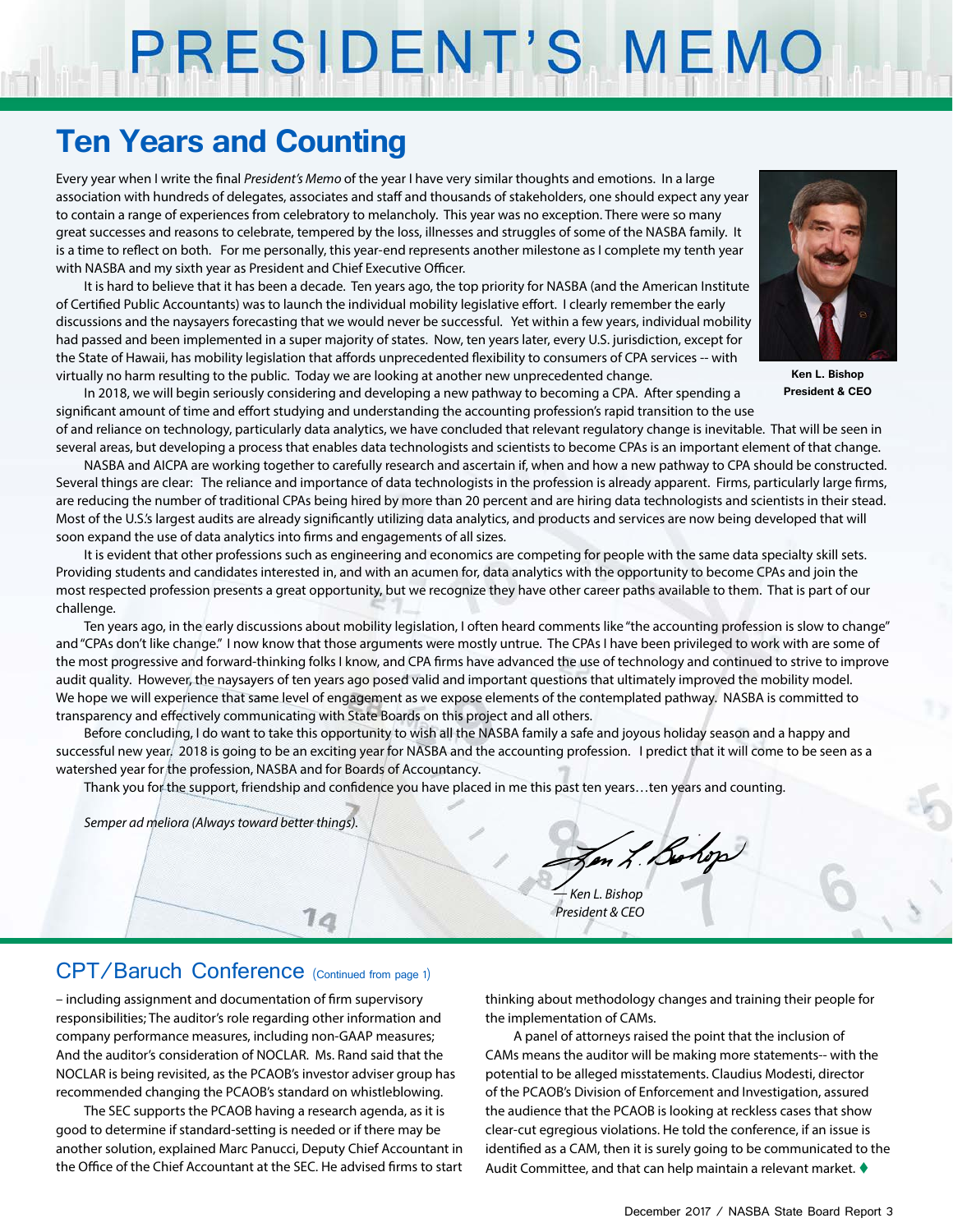# PRESIDENT'S MEMO

## Ten Years and Counting

Every year when I write the final *President's Memo* of the year I have very similar thoughts and emotions. In a large association with hundreds of delegates, associates and staff and thousands of stakeholders, one should expect any year to contain a range of experiences from celebratory to melancholy. This year was no exception. There were so many great successes and reasons to celebrate, tempered by the loss, illnesses and struggles of some of the NASBA family. It is a time to reflect on both. For me personally, this year-end represents another milestone as I complete my tenth year with NASBA and my sixth year as President and Chief Executive Officer.

**Ken L. Bishop**
**President & CEO**

It is hard to believe that it has been a decade. Ten years ago, the top priority for NASBA (and the American Institute of Certified Public Accountants) was to launch the individual mobility legislative effort. I clearly remember the early discussions and the naysayers forecasting that we would never be successful. Yet within a few years, individual mobility had passed and been implemented in a super majority of states. Now, ten years later, every U.S. jurisdiction, except for the State of Hawaii, has mobility legislation that affords unprecedented flexibility to consumers of CPA services -- with virtually no harm resulting to the public. Today we are looking at another new unprecedented change.

In 2018, we will begin seriously considering and developing a new pathway to becoming a CPA. After spending a significant amount of time and effort studying and understanding the accounting profession's rapid transition to the use of and reliance on technology, particularly data analytics, we have concluded that relevant regulatory change is inevitable. That will be seen in several areas, but developing a process that enables data technologists and scientists to become CPAs is an important element of that change.

NASBA and AICPA are working together to carefully research and ascertain if, when and how a new pathway to CPA should be constructed. Several things are clear: The reliance and importance of data technologists in the profession is already apparent. Firms, particularly large firms, are reducing the number of traditional CPAs being hired by more than 20 percent and are hiring data technologists and scientists in their stead. Most of the U.S.'s largest audits are already significantly utilizing data analytics, and products and services are now being developed that will soon expand the use of data analytics into firms and engagements of all sizes.

It is evident that other professions such as engineering and economics are competing for people with the same data specialty skill sets. Providing students and candidates interested in, and with an acumen for, data analytics with the opportunity to become CPAs and join the most respected profession presents a great opportunity, but we recognize they have other career paths available to them. That is part of our challenge.

Ten years ago, in the early discussions about mobility legislation, I often heard comments like "the accounting profession is slow to change" and "CPAs don't like change." I now know that those arguments were mostly untrue. The CPAs I have been privileged to work with are some of the most progressive and forward-thinking folks I know, and CPA firms have advanced the use of technology and continued to strive to improve audit quality. However, the naysayers of ten years ago posed valid and important questions that ultimately improved the mobility model. We hope we will experience that same level of engagement as we expose elements of the contemplated pathway. NASBA is committed to transparency and effectively communicating with State Boards on this project and all others.

Before concluding, I do want to take this opportunity to wish all the NASBA family a safe and joyous holiday season and a happy and successful new year. 2018 is going to be an exciting year for NASBA and the accounting profession. I predict that it will come to be seen as a watershed year for the profession, NASBA and for Boards of Accountancy.

Thank you for the support, friendship and confidence you have placed in me this past ten years…ten years and counting.

*Semper ad meliora (Always toward better things).*

*— Ken L. Bishop*
*President & CEO*

## CPT/Baruch Conference (Continued from page 1)

– including assignment and documentation of firm supervisory responsibilities; The auditor's role regarding other information and company performance measures, including non-GAAP measures; And the auditor's consideration of NOCLAR. Ms. Rand said that the NOCLAR is being revisited, as the PCAOB's investor adviser group has recommended changing the PCAOB's standard on whistleblowing.

The SEC supports the PCAOB having a research agenda, as it is good to determine if standard-setting is needed or if there may be another solution, explained Marc Panucci, Deputy Chief Accountant in the Office of the Chief Accountant at the SEC. He advised firms to start thinking about methodology changes and training their people for the implementation of CAMs.

A panel of attorneys raised the point that the inclusion of CAMs means the auditor will be making more statements-- with the potential to be alleged misstatements. Claudius Modesti, director of the PCAOB's Division of Enforcement and Investigation, assured the audience that the PCAOB is looking at reckless cases that show clear-cut egregious violations. He told the conference, if an issue is identified as a CAM, then it is surely going to be communicated to the Audit Committee, and that can help maintain a relevant market. ♦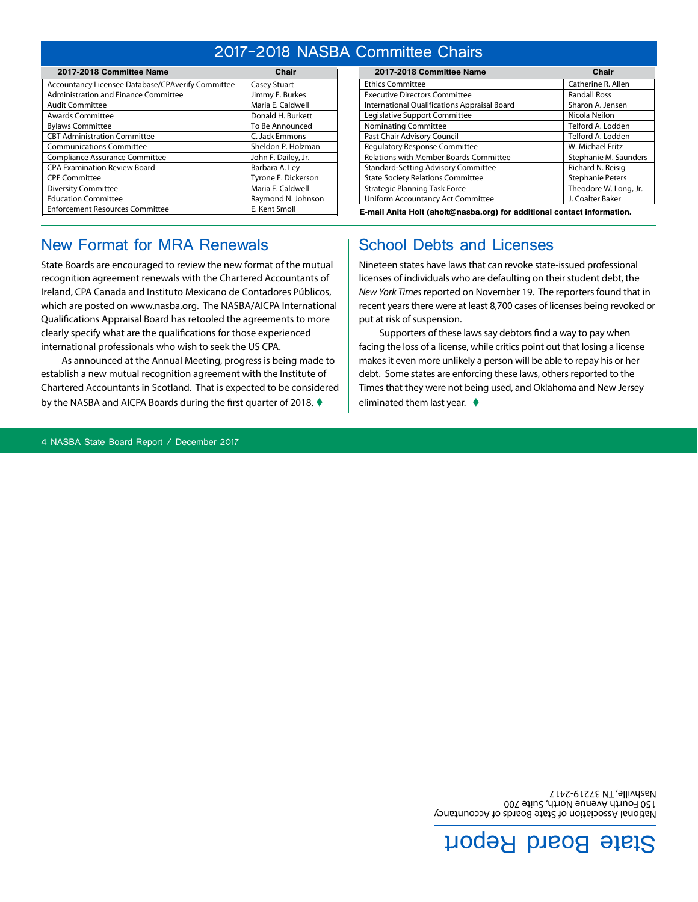## 2017-2018 NASBA Committee Chairs

| 2017-2018 Committee Name | Chair |
|---|---|
| Accountancy Licensee Database/CPAverify Committee | Casey Stuart |
| Administration and Finance Committee | Jimmy E. Burkes |
| Audit Committee | Maria E. Caldwell |
| Awards Committee | Donald H. Burkett |
| Bylaws Committee | To Be Announced |
| CBT Administration Committee | C. Jack Emmons |
| Communications Committee | Sheldon P. Holzman |
| Compliance Assurance Committee | John F. Dailey, Jr. |
| CPA Examination Review Board | Barbara A. Ley |
| CPE Committee | Tyrone E. Dickerson |
| Diversity Committee | Maria E. Caldwell |
| Education Committee | Raymond N. Johnson |
| Enforcement Resources Committee | E. Kent Smoll |
| Ethics Committee | Catherine R. Allen |
| Executive Directors Committee | Randall Ross |
| International Qualifications Appraisal Board | Sharon A. Jensen |
| Legislative Support Committee | Nicola Neilon |
| Nominating Committee | Telford A. Lodden |
| Past Chair Advisory Council | Telford A. Lodden |
| Regulatory Response Committee | W. Michael Fritz |
| Relations with Member Boards Committee | Stephanie M. Saunders |
| Standard-Setting Advisory Committee | Richard N. Reisig |
| State Society Relations Committee | Stephanie Peters |
| Strategic Planning Task Force | Theodore W. Long, Jr. |
| Uniform Accountancy Act Committee | J. Coalter Baker |

**E-mail Anita Holt (aholt@nasba.org) for additional contact information.**

## New Format for MRA Renewals

State Boards are encouraged to review the new format of the mutual recognition agreement renewals with the Chartered Accountants of Ireland, CPA Canada and Instituto Mexicano de Contadores Públicos, which are posted on www.nasba.org. The NASBA/AICPA International Qualifications Appraisal Board has retooled the agreements to more clearly specify what are the qualifications for those experienced international professionals who wish to seek the US CPA.

As announced at the Annual Meeting, progress is being made to establish a new mutual recognition agreement with the Institute of Chartered Accountants in Scotland. That is expected to be considered by the NASBA and AICPA Boards during the first quarter of 2018. ♦

## School Debts and Licenses

Nineteen states have laws that can revoke state-issued professional licenses of individuals who are defaulting on their student debt, the *New York Times* reported on November 19. The reporters found that in recent years there were at least 8,700 cases of licenses being revoked or put at risk of suspension.

Supporters of these laws say debtors find a way to pay when facing the loss of a license, while critics point out that losing a license makes it even more unlikely a person will be able to repay his or her debt. Some states are enforcing these laws, others reported to the Times that they were not being used, and Oklahoma and New Jersey eliminated them last year. ♦

# State Board Report

National Association of State Boards of Accountancy
150 Fourth Avenue North, Suite 700
Nashville, TN 37219-2417